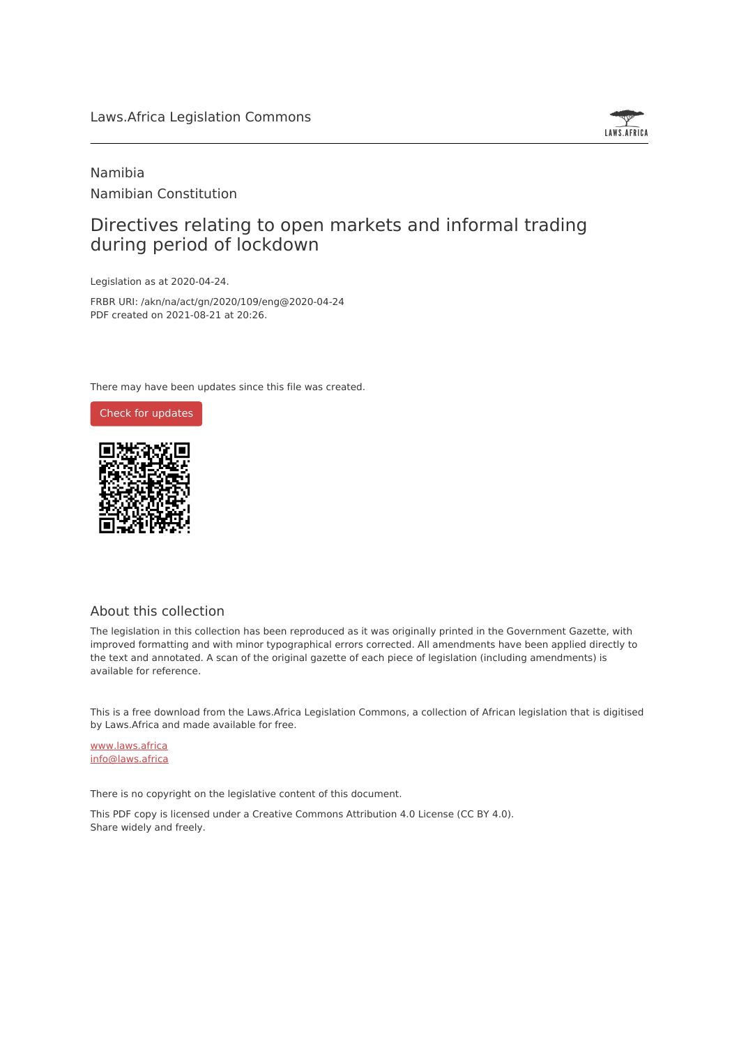Laws.Africa Legislation Commons

Namibia

Namibian Constitution

# Directives relating to open markets and informal trading during period of lockdown

Legislation as at 2020-04-24.

FRBR URI: /akn/na/act/gn/2020/109/eng@2020-04-24

PDF created on 2021-08-21 at 20:26.

There may have been updates since this file was created.

Check for updates

## About this collection

The legislation in this collection has been reproduced as it was originally printed in the Government Gazette, with improved formatting and with minor typographical errors corrected. All amendments have been applied directly to the text and annotated. A scan of the original gazette of each piece of legislation (including amendments) is available for reference.

This is a free download from the Laws.Africa Legislation Commons, a collection of African legislation that is digitised by Laws.Africa and made available for free.

www.laws.africa

info@laws.africa

There is no copyright on the legislative content of this document.

This PDF copy is licensed under a Creative Commons Attribution 4.0 License (CC BY 4.0). Share widely and freely.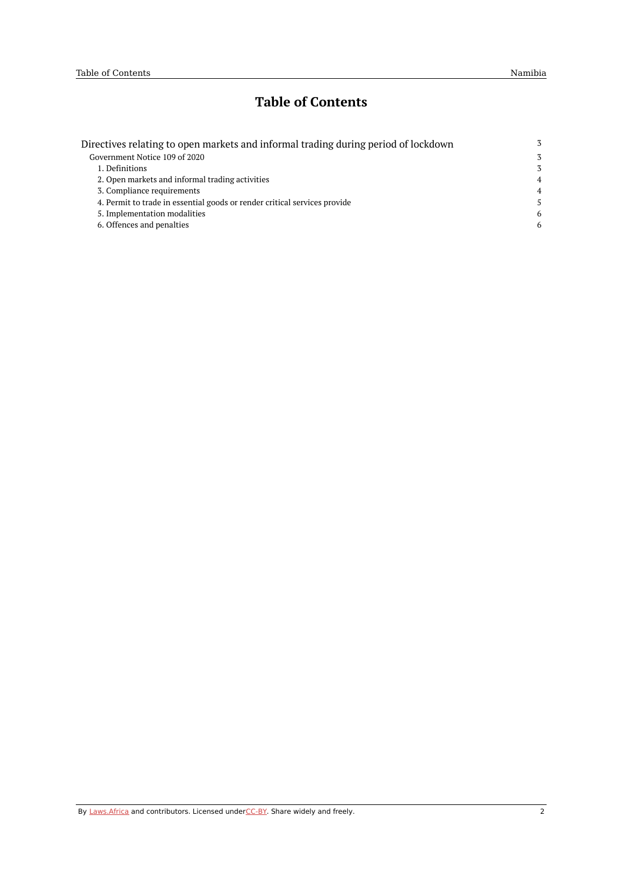# Table of Contents

- Directives relating to open markets and informal trading during period of lockdown 3
  - Government Notice 109 of 2020 3
    - 1. Definitions 3
    - 2. Open markets and informal trading activities 4
    - 3. Compliance requirements 4
    - 4. Permit to trade in essential goods or render critical services provide 5
    - 5. Implementation modalities 6
    - 6. Offences and penalties 6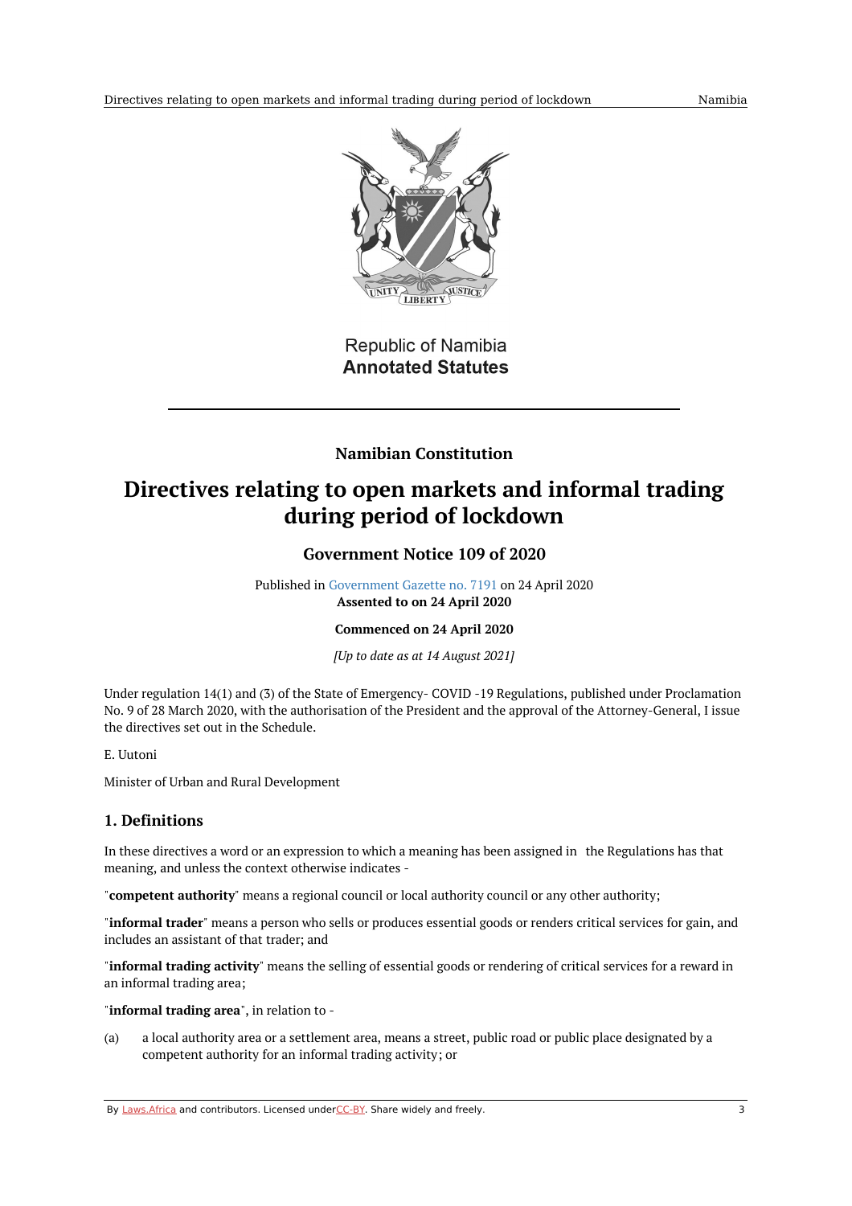Republic of Namibia
**Annotated Statutes**

## Namibian Constitution

# Directives relating to open markets and informal trading during period of lockdown

### Government Notice 109 of 2020

Published in Government Gazette no. 7191 on 24 April 2020
**Assented to on 24 April 2020**

**Commenced on 24 April 2020**

*[Up to date as at 14 August 2021]*

Under regulation 14(1) and (3) of the State of Emergency- COVID -19 Regulations, published under Proclamation No. 9 of 28 March 2020, with the authorisation of the President and the approval of the Attorney-General, I issue the directives set out in the Schedule.

E. Uutoni

Minister of Urban and Rural Development

## 1. Definitions

In these directives a word or an expression to which a meaning has been assigned in the Regulations has that meaning, and unless the context otherwise indicates -

"**competent authority**" means a regional council or local authority council or any other authority;

"**informal trader**" means a person who sells or produces essential goods or renders critical services for gain, and includes an assistant of that trader; and

"**informal trading activity**" means the selling of essential goods or rendering of critical services for a reward in an informal trading area;

"**informal trading area**", in relation to -

(a) a local authority area or a settlement area, means a street, public road or public place designated by a competent authority for an informal trading activity; or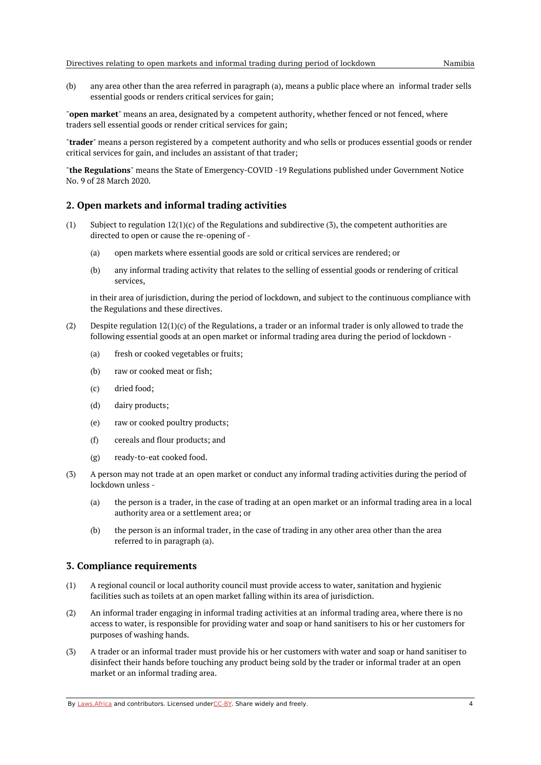(b) any area other than the area referred in paragraph (a), means a public place where an informal trader sells essential goods or renders critical services for gain;

"**open market**" means an area, designated by a competent authority, whether fenced or not fenced, where traders sell essential goods or render critical services for gain;

"**trader**" means a person registered by a competent authority and who sells or produces essential goods or render critical services for gain, and includes an assistant of that trader;

"**the Regulations**" means the State of Emergency-COVID -19 Regulations published under Government Notice No. 9 of 28 March 2020.

## 2. Open markets and informal trading activities

(1) Subject to regulation 12(1)(c) of the Regulations and subdirective (3), the competent authorities are directed to open or cause the re-opening of -

   (a) open markets where essential goods are sold or critical services are rendered; or

   (b) any informal trading activity that relates to the selling of essential goods or rendering of critical services,

   in their area of jurisdiction, during the period of lockdown, and subject to the continuous compliance with the Regulations and these directives.

(2) Despite regulation 12(1)(c) of the Regulations, a trader or an informal trader is only allowed to trade the following essential goods at an open market or informal trading area during the period of lockdown -

   (a) fresh or cooked vegetables or fruits;

   (b) raw or cooked meat or fish;

   (c) dried food;

   (d) dairy products;

   (e) raw or cooked poultry products;

   (f) cereals and flour products; and

   (g) ready-to-eat cooked food.

(3) A person may not trade at an open market or conduct any informal trading activities during the period of lockdown unless -

   (a) the person is a trader, in the case of trading at an open market or an informal trading area in a local authority area or a settlement area; or

   (b) the person is an informal trader, in the case of trading in any other area other than the area referred to in paragraph (a).

## 3. Compliance requirements

(1) A regional council or local authority council must provide access to water, sanitation and hygienic facilities such as toilets at an open market falling within its area of jurisdiction.

(2) An informal trader engaging in informal trading activities at an informal trading area, where there is no access to water, is responsible for providing water and soap or hand sanitisers to his or her customers for purposes of washing hands.

(3) A trader or an informal trader must provide his or her customers with water and soap or hand sanitiser to disinfect their hands before touching any product being sold by the trader or informal trader at an open market or an informal trading area.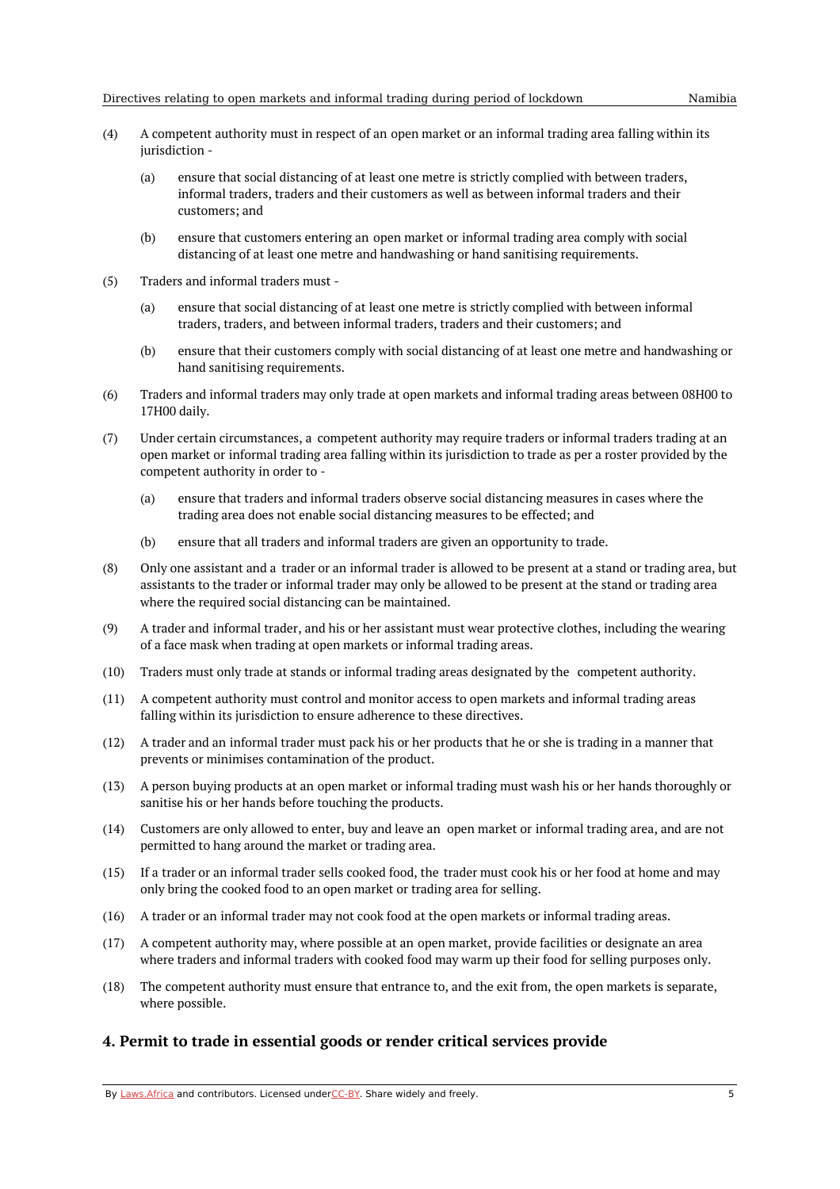(4) A competent authority must in respect of an open market or an informal trading area falling within its jurisdiction -

(a) ensure that social distancing of at least one metre is strictly complied with between traders, informal traders, traders and their customers as well as between informal traders and their customers; and

(b) ensure that customers entering an open market or informal trading area comply with social distancing of at least one metre and handwashing or hand sanitising requirements.

(5) Traders and informal traders must -

(a) ensure that social distancing of at least one metre is strictly complied with between informal traders, traders, and between informal traders, traders and their customers; and

(b) ensure that their customers comply with social distancing of at least one metre and handwashing or hand sanitising requirements.

(6) Traders and informal traders may only trade at open markets and informal trading areas between 08H00 to 17H00 daily.

(7) Under certain circumstances, a competent authority may require traders or informal traders trading at an open market or informal trading area falling within its jurisdiction to trade as per a roster provided by the competent authority in order to -

(a) ensure that traders and informal traders observe social distancing measures in cases where the trading area does not enable social distancing measures to be effected; and

(b) ensure that all traders and informal traders are given an opportunity to trade.

(8) Only one assistant and a trader or an informal trader is allowed to be present at a stand or trading area, but assistants to the trader or informal trader may only be allowed to be present at the stand or trading area where the required social distancing can be maintained.

(9) A trader and informal trader, and his or her assistant must wear protective clothes, including the wearing of a face mask when trading at open markets or informal trading areas.

(10) Traders must only trade at stands or informal trading areas designated by the competent authority.

(11) A competent authority must control and monitor access to open markets and informal trading areas falling within its jurisdiction to ensure adherence to these directives.

(12) A trader and an informal trader must pack his or her products that he or she is trading in a manner that prevents or minimises contamination of the product.

(13) A person buying products at an open market or informal trading must wash his or her hands thoroughly or sanitise his or her hands before touching the products.

(14) Customers are only allowed to enter, buy and leave an open market or informal trading area, and are not permitted to hang around the market or trading area.

(15) If a trader or an informal trader sells cooked food, the trader must cook his or her food at home and may only bring the cooked food to an open market or trading area for selling.

(16) A trader or an informal trader may not cook food at the open markets or informal trading areas.

(17) A competent authority may, where possible at an open market, provide facilities or designate an area where traders and informal traders with cooked food may warm up their food for selling purposes only.

(18) The competent authority must ensure that entrance to, and the exit from, the open markets is separate, where possible.

## 4. Permit to trade in essential goods or render critical services provide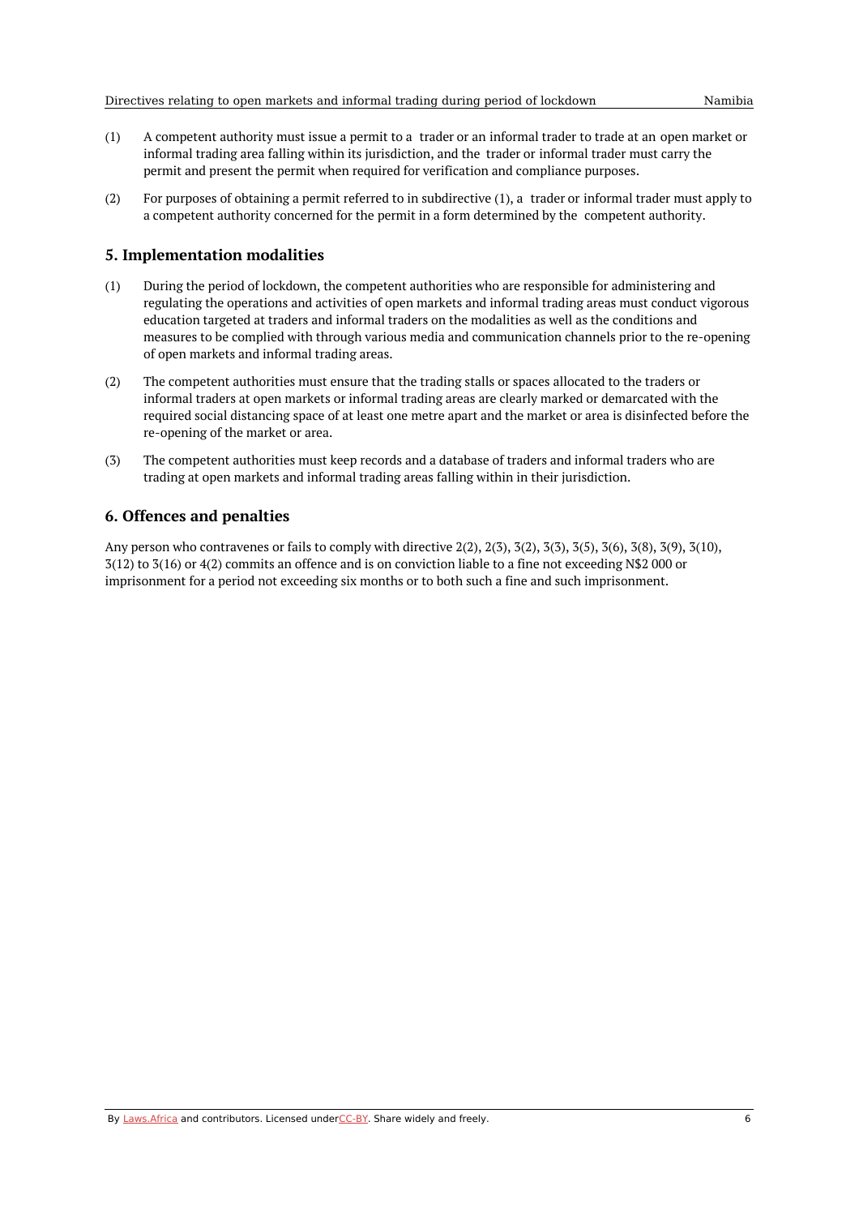(1) A competent authority must issue a permit to a trader or an informal trader to trade at an open market or informal trading area falling within its jurisdiction, and the trader or informal trader must carry the permit and present the permit when required for verification and compliance purposes.

(2) For purposes of obtaining a permit referred to in subdirective (1), a trader or informal trader must apply to a competent authority concerned for the permit in a form determined by the competent authority.

## 5. Implementation modalities

(1) During the period of lockdown, the competent authorities who are responsible for administering and regulating the operations and activities of open markets and informal trading areas must conduct vigorous education targeted at traders and informal traders on the modalities as well as the conditions and measures to be complied with through various media and communication channels prior to the re-opening of open markets and informal trading areas.

(2) The competent authorities must ensure that the trading stalls or spaces allocated to the traders or informal traders at open markets or informal trading areas are clearly marked or demarcated with the required social distancing space of at least one metre apart and the market or area is disinfected before the re-opening of the market or area.

(3) The competent authorities must keep records and a database of traders and informal traders who are trading at open markets and informal trading areas falling within in their jurisdiction.

## 6. Offences and penalties

Any person who contravenes or fails to comply with directive 2(2), 2(3), 3(2), 3(3), 3(5), 3(6), 3(8), 3(9), 3(10), 3(12) to 3(16) or 4(2) commits an offence and is on conviction liable to a fine not exceeding N$2 000 or imprisonment for a period not exceeding six months or to both such a fine and such imprisonment.